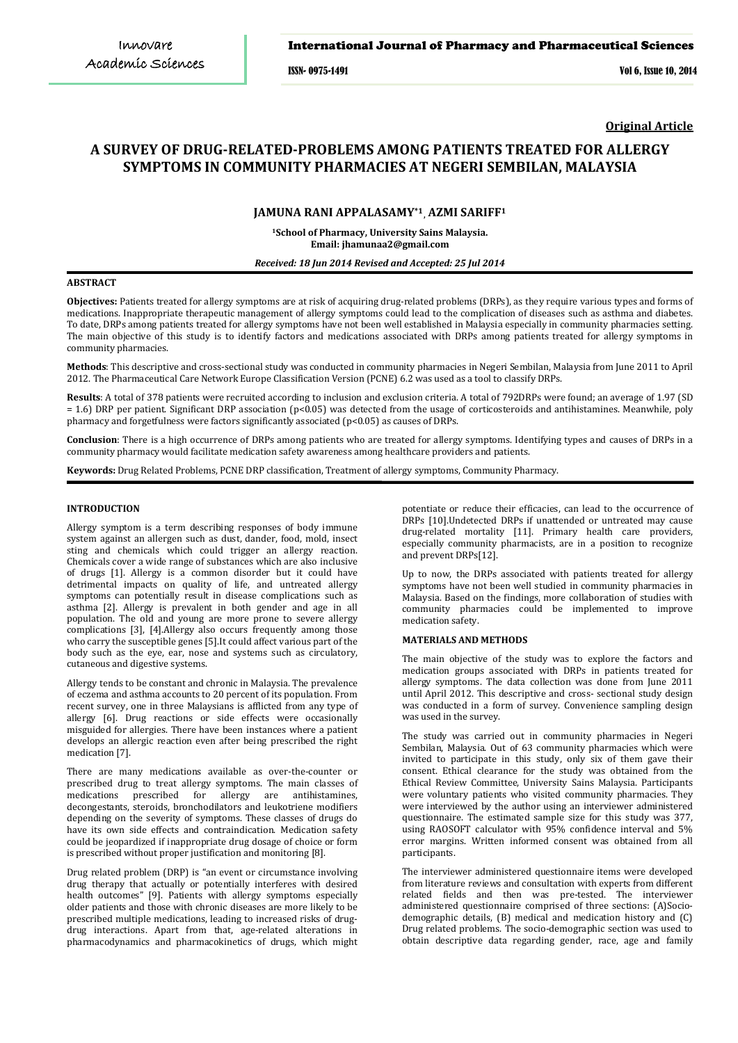**Original Article**

# A SURVEY OF DRUG-RELATED-PROBLEMS AMONG PATIENTS TREATED FOR ALLERGY SYMPTOMS IN COMMUNITY PHARMACIES AT NEGERI SEMBILAN, MALAYSIA

**JAMUNA RANI APPALASAMY*[1], AZMI SARIFF[1]**

**[1]School of Pharmacy, University Sains Malaysia.**
**Email: jhamunaa2@gmail.com**

*Received: 18 Jun 2014 Revised and Accepted: 25 Jul 2014*

## ABSTRACT

**Objectives:** Patients treated for allergy symptoms are at risk of acquiring drug-related problems (DRPs), as they require various types and forms of medications. Inappropriate therapeutic management of allergy symptoms could lead to the complication of diseases such as asthma and diabetes. To date, DRPs among patients treated for allergy symptoms have not been well established in Malaysia especially in community pharmacies setting. The main objective of this study is to identify factors and medications associated with DRPs among patients treated for allergy symptoms in community pharmacies.

**Methods**: This descriptive and cross-sectional study was conducted in community pharmacies in Negeri Sembilan, Malaysia from June 2011 to April 2012. The Pharmaceutical Care Network Europe Classification Version (PCNE) 6.2 was used as a tool to classify DRPs.

**Results**: A total of 378 patients were recruited according to inclusion and exclusion criteria. A total of 792DRPs were found; an average of 1.97 (SD = 1.6) DRP per patient. Significant DRP association ($p<0.05$) was detected from the usage of corticosteroids and antihistamines. Meanwhile, poly pharmacy and forgetfulness were factors significantly associated ($p<0.05$) as causes of DRPs.

**Conclusion**: There is a high occurrence of DRPs among patients who are treated for allergy symptoms. Identifying types and causes of DRPs in a community pharmacy would facilitate medication safety awareness among healthcare providers and patients.

**Keywords:** Drug Related Problems, PCNE DRP classification, Treatment of allergy symptoms, Community Pharmacy.

## INTRODUCTION

Allergy symptom is a term describing responses of body immune system against an allergen such as dust, dander, food, mold, insect sting and chemicals which could trigger an allergy reaction. Chemicals cover a wide range of substances which are also inclusive of drugs [1]. Allergy is a common disorder but it could have detrimental impacts on quality of life, and untreated allergy symptoms can potentially result in disease complications such as asthma [2]. Allergy is prevalent in both gender and age in all population. The old and young are more prone to severe allergy complications [3], [4].Allergy also occurs frequently among those who carry the susceptible genes [5].It could affect various part of the body such as the eye, ear, nose and systems such as circulatory, cutaneous and digestive systems.

Allergy tends to be constant and chronic in Malaysia. The prevalence of eczema and asthma accounts to 20 percent of its population. From recent survey, one in three Malaysians is afflicted from any type of allergy [6]. Drug reactions or side effects were occasionally misguided for allergies. There have been instances where a patient develops an allergic reaction even after being prescribed the right medication [7].

There are many medications available as over-the-counter or prescribed drug to treat allergy symptoms. The main classes of medications prescribed for allergy are antihistamines, decongestants, steroids, bronchodilators and leukotriene modifiers depending on the severity of symptoms. These classes of drugs do have its own side effects and contraindication. Medication safety could be jeopardized if inappropriate drug dosage of choice or form is prescribed without proper justification and monitoring [8].

Drug related problem (DRP) is "an event or circumstance involving drug therapy that actually or potentially interferes with desired health outcomes" [9]. Patients with allergy symptoms especially older patients and those with chronic diseases are more likely to be prescribed multiple medications, leading to increased risks of drug-drug interactions. Apart from that, age-related alterations in pharmacodynamics and pharmacokinetics of drugs, which might potentiate or reduce their efficacies, can lead to the occurrence of DRPs [10].Undetected DRPs if unattended or untreated may cause drug-related mortality [11]. Primary health care providers, especially community pharmacists, are in a position to recognize and prevent DRPs[12].

Up to now, the DRPs associated with patients treated for allergy symptoms have not been well studied in community pharmacies in Malaysia. Based on the findings, more collaboration of studies with community pharmacies could be implemented to improve medication safety.

## MATERIALS AND METHODS

The main objective of the study was to explore the factors and medication groups associated with DRPs in patients treated for allergy symptoms. The data collection was done from June 2011 until April 2012. This descriptive and cross- sectional study design was conducted in a form of survey. Convenience sampling design was used in the survey.

The study was carried out in community pharmacies in Negeri Sembilan, Malaysia. Out of 63 community pharmacies which were invited to participate in this study, only six of them gave their consent. Ethical clearance for the study was obtained from the Ethical Review Committee, University Sains Malaysia. Participants were voluntary patients who visited community pharmacies. They were interviewed by the author using an interviewer administered questionnaire. The estimated sample size for this study was 377, using RAOSOFT calculator with 95% confidence interval and 5% error margins. Written informed consent was obtained from all participants.

The interviewer administered questionnaire items were developed from literature reviews and consultation with experts from different related fields and then was pre-tested. The interviewer administered questionnaire comprised of three sections: (A)Socio-demographic details, (B) medical and medication history and (C) Drug related problems. The socio-demographic section was used to obtain descriptive data regarding gender, race, age and family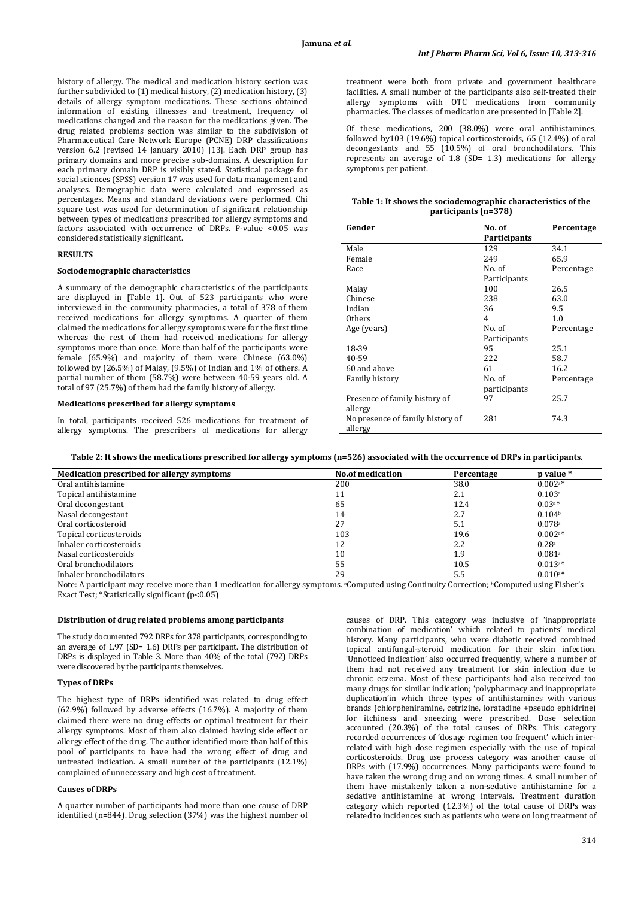history of allergy. The medical and medication history section was further subdivided to (1) medical history, (2) medication history, (3) details of allergy symptom medications. These sections obtained information of existing illnesses and treatment, frequency of medications changed and the reason for the medications given. The drug related problems section was similar to the subdivision of Pharmaceutical Care Network Europe (PCNE) DRP classifications version 6.2 (revised 14 January 2010) [13]. Each DRP group has primary domains and more precise sub-domains. A description for each primary domain DRP is visibly stated. Statistical package for social sciences (SPSS) version 17 was used for data management and analyses. Demographic data were calculated and expressed as percentages. Means and standard deviations were performed. Chi square test was used for determination of significant relationship between types of medications prescribed for allergy symptoms and factors associated with occurrence of DRPs. P-value <0.05 was considered statistically significant.

## RESULTS

### Sociodemographic characteristics

A summary of the demographic characteristics of the participants are displayed in [Table 1]. Out of 523 participants who were interviewed in the community pharmacies, a total of 378 of them received medications for allergy symptoms. A quarter of them claimed the medications for allergy symptoms were for the first time whereas the rest of them had received medications for allergy symptoms more than once. More than half of the participants were female (65.9%) and majority of them were Chinese (63.0%) followed by (26.5%) of Malay, (9.5%) of Indian and 1% of others. A partial number of them (58.7%) were between 40-59 years old. A total of 97 (25.7%) of them had the family history of allergy.

### Medications prescribed for allergy symptoms

In total, participants received 526 medications for treatment of allergy symptoms. The prescribers of medications for allergy treatment were both from private and government healthcare facilities. A small number of the participants also self-treated their allergy symptoms with OTC medications from community pharmacies. The classes of medication are presented in [Table 2].

Of these medications, 200 (38.0%) were oral antihistamines, followed by103 (19.6%) topical corticosteroids, 65 (12.4%) of oral decongestants and 55 (10.5%) of oral bronchodilators. This represents an average of 1.8 (SD= 1.3) medications for allergy symptoms per patient.

**Table 1: It shows the sociodemographic characteristics of the participants (n=378)**

| Gender | No. of Participants | Percentage |
|---|---|---|
| Male | 129 | 34.1 |
| Female | 249 | 65.9 |
| Race | No. of Participants | Percentage |
| Malay | 100 | 26.5 |
| Chinese | 238 | 63.0 |
| Indian | 36 | 9.5 |
| Others | 4 | 1.0 |
| Age (years) | No. of Participants | Percentage |
| 18-39 | 95 | 25.1 |
| 40-59 | 222 | 58.7 |
| 60 and above | 61 | 16.2 |
| Family history | No. of participants | Percentage |
| Presence of family history of allergy | 97 | 25.7 |
| No presence of family history of allergy | 281 | 74.3 |

**Table 2: It shows the medications prescribed for allergy symptoms (n=526) associated with the occurrence of DRPs in participants.**

| Medication prescribed for allergy symptoms | No.of medication | Percentage | p value * |
|---|---|---|---|
| Oral antihistamine | 200 | 38.0 | 0.002[a]* |
| Topical antihistamine | 11 | 2.1 | 0.103[a] |
| Oral decongestant | 65 | 12.4 | 0.03[a]* |
| Nasal decongestant | 14 | 2.7 | 0.104[b] |
| Oral corticosteroid | 27 | 5.1 | 0.078[a] |
| Topical corticosteroids | 103 | 19.6 | 0.002[a]* |
| Inhaler corticosteroids | 12 | 2.2 | 0.28[a] |
| Nasal corticosteroids | 10 | 1.9 | 0.081[a] |
| Oral bronchodilators | 55 | 10.5 | 0.013[a]* |
| Inhaler bronchodilators | 29 | 5.5 | 0.010[a]* |

Note: A participant may receive more than 1 medication for allergy symptoms. [a]Computed using Continuity Correction; [b]Computed using Fisher's Exact Test; *Statistically significant (p<0.05)

### Distribution of drug related problems among participants

The study documented 792 DRPs for 378 participants, corresponding to an average of 1.97 (SD= 1.6) DRPs per participant. The distribution of DRPs is displayed in Table 3. More than 40% of the total (792) DRPs were discovered by the participants themselves.

### Types of DRPs

The highest type of DRPs identified was related to drug effect (62.9%) followed by adverse effects (16.7%). A majority of them claimed there were no drug effects or optimal treatment for their allergy symptoms. Most of them also claimed having side effect or allergy effect of the drug. The author identified more than half of this pool of participants to have had the wrong effect of drug and untreated indication. A small number of the participants (12.1%) complained of unnecessary and high cost of treatment.

### Causes of DRPs

A quarter number of participants had more than one cause of DRP identified (n=844). Drug selection (37%) was the highest number of causes of DRP. This category was inclusive of 'inappropriate combination of medication' which related to patients' medical history. Many participants, who were diabetic received combined topical antifungal-steroid medication for their skin infection. 'Unnoticed indication' also occurred frequently, where a number of them had not received any treatment for skin infection due to chronic eczema. Most of these participants had also received too many drugs for similar indication; 'polypharmacy and inappropriate duplication'in which three types of antihistamines with various brands (chlorpheniramine, cetrizine, loratadine +pseudo ephidrine) for itchiness and sneezing were prescribed. Dose selection accounted (20.3%) of the total causes of DRPs. This category recorded occurrences of 'dosage regimen too frequent' which inter-related with high dose regimen especially with the use of topical corticosteroids. Drug use process category was another cause of DRPs with (17.9%) occurrences. Many participants were found to have taken the wrong drug and on wrong times. A small number of them have mistakenly taken a non-sedative antihistamine for a sedative antihistamine at wrong intervals. Treatment duration category which reported (12.3%) of the total cause of DRPs was related to incidences such as patients who were on long treatment of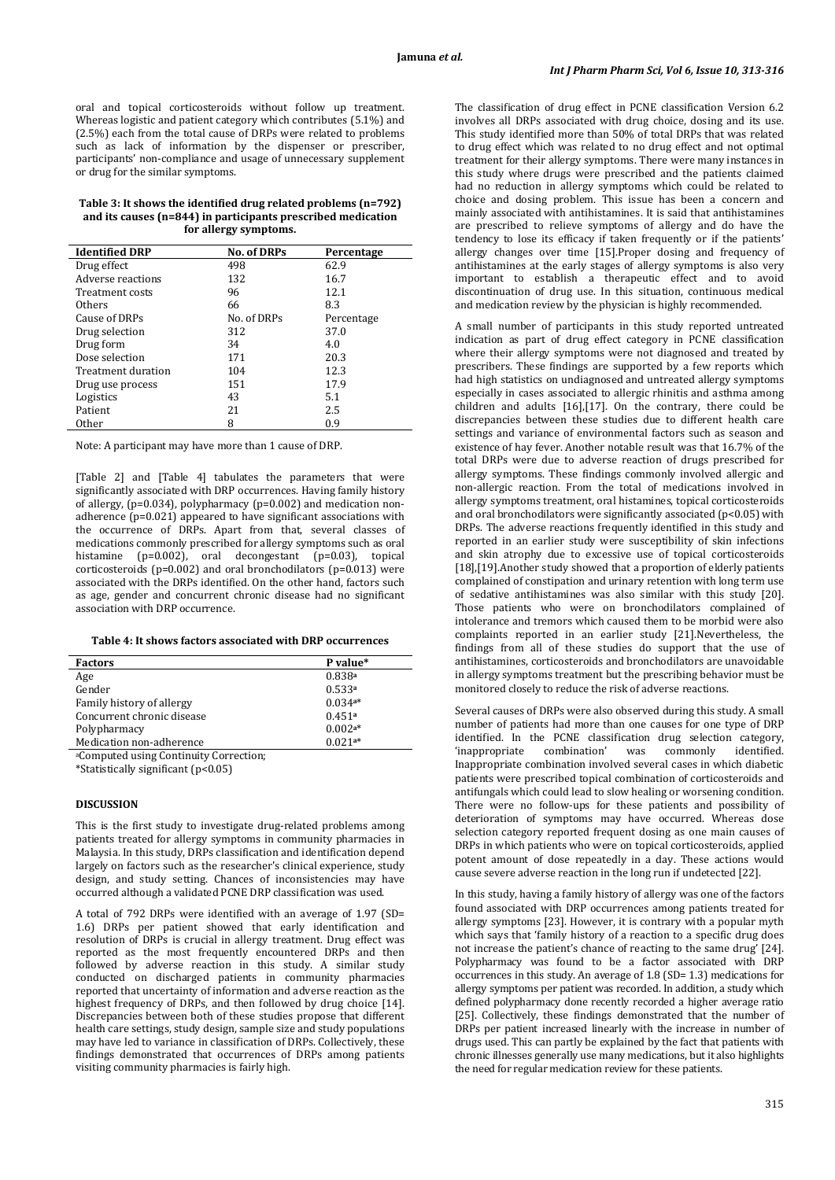oral and topical corticosteroids without follow up treatment. Whereas logistic and patient category which contributes (5.1%) and (2.5%) each from the total cause of DRPs were related to problems such as lack of information by the dispenser or prescriber, participants' non-compliance and usage of unnecessary supplement or drug for the similar symptoms.

**Table 3: It shows the identified drug related problems (n=792) and its causes (n=844) in participants prescribed medication for allergy symptoms.**

| Identified DRP | No. of DRPs | Percentage |
|---|---|---|
| Drug effect | 498 | 62.9 |
| Adverse reactions | 132 | 16.7 |
| Treatment costs | 96 | 12.1 |
| Others | 66 | 8.3 |
| Cause of DRPs | No. of DRPs | Percentage |
| Drug selection | 312 | 37.0 |
| Drug form | 34 | 4.0 |
| Dose selection | 171 | 20.3 |
| Treatment duration | 104 | 12.3 |
| Drug use process | 151 | 17.9 |
| Logistics | 43 | 5.1 |
| Patient | 21 | 2.5 |
| Other | 8 | 0.9 |

Note: A participant may have more than 1 cause of DRP.

[Table 2] and [Table 4] tabulates the parameters that were significantly associated with DRP occurrences. Having family history of allergy, (p=0.034), polypharmacy (p=0.002) and medication non-adherence (p=0.021) appeared to have significant associations with the occurrence of DRPs. Apart from that, several classes of medications commonly prescribed for allergy symptoms such as oral histamine (p=0.002), oral decongestant (p=0.03), topical corticosteroids (p=0.002) and oral bronchodilators (p=0.013) were associated with the DRPs identified. On the other hand, factors such as age, gender and concurrent chronic disease had no significant association with DRP occurrence.

**Table 4: It shows factors associated with DRP occurrences**

| Factors | P value* |
|---|---|
| Age | 0.838[a] |
| Gender | 0.533[a] |
| Family history of allergy | 0.034[a]* |
| Concurrent chronic disease | 0.451[a] |
| Polypharmacy | 0.002[a]* |
| Medication non-adherence | 0.021[a]* |

[a]Computed using Continuity Correction;

*Statistically significant (p<0.05)

## DISCUSSION

This is the first study to investigate drug-related problems among patients treated for allergy symptoms in community pharmacies in Malaysia. In this study, DRPs classification and identification depend largely on factors such as the researcher's clinical experience, study design, and study setting. Chances of inconsistencies may have occurred although a validated PCNE DRP classification was used.

A total of 792 DRPs were identified with an average of 1.97 (SD= 1.6) DRPs per patient showed that early identification and resolution of DRPs is crucial in allergy treatment. Drug effect was reported as the most frequently encountered DRPs and then followed by adverse reaction in this study. A similar study conducted on discharged patients in community pharmacies reported that uncertainty of information and adverse reaction as the highest frequency of DRPs, and then followed by drug choice [14]. Discrepancies between both of these studies propose that different health care settings, study design, sample size and study populations may have led to variance in classification of DRPs. Collectively, these findings demonstrated that occurrences of DRPs among patients visiting community pharmacies is fairly high.

The classification of drug effect in PCNE classification Version 6.2 involves all DRPs associated with drug choice, dosing and its use. This study identified more than 50% of total DRPs that was related to drug effect which was related to no drug effect and not optimal treatment for their allergy symptoms. There were many instances in this study where drugs were prescribed and the patients claimed had no reduction in allergy symptoms which could be related to choice and dosing problem. This issue has been a concern and mainly associated with antihistamines. It is said that antihistamines are prescribed to relieve symptoms of allergy and do have the tendency to lose its efficacy if taken frequently or if the patients' allergy changes over time [15].Proper dosing and frequency of antihistamines at the early stages of allergy symptoms is also very important to establish a therapeutic effect and to avoid discontinuation of drug use. In this situation, continuous medical and medication review by the physician is highly recommended.

A small number of participants in this study reported untreated indication as part of drug effect category in PCNE classification where their allergy symptoms were not diagnosed and treated by prescribers. These findings are supported by a few reports which had high statistics on undiagnosed and untreated allergy symptoms especially in cases associated to allergic rhinitis and asthma among children and adults [16],[17]. On the contrary, there could be discrepancies between these studies due to different health care settings and variance of environmental factors such as season and existence of hay fever. Another notable result was that 16.7% of the total DRPs were due to adverse reaction of drugs prescribed for allergy symptoms. These findings commonly involved allergic and non-allergic reaction. From the total of medications involved in allergy symptoms treatment, oral histamines, topical corticosteroids and oral bronchodilators were significantly associated (p<0.05) with DRPs. The adverse reactions frequently identified in this study and reported in an earlier study were susceptibility of skin infections and skin atrophy due to excessive use of topical corticosteroids [18],[19].Another study showed that a proportion of elderly patients complained of constipation and urinary retention with long term use of sedative antihistamines was also similar with this study [20]. Those patients who were on bronchodilators complained of intolerance and tremors which caused them to be morbid were also complaints reported in an earlier study [21].Nevertheless, the findings from all of these studies do support that the use of antihistamines, corticosteroids and bronchodilators are unavoidable in allergy symptoms treatment but the prescribing behavior must be monitored closely to reduce the risk of adverse reactions.

Several causes of DRPs were also observed during this study. A small number of patients had more than one causes for one type of DRP identified. In the PCNE classification drug selection category, 'inappropriate combination' was commonly identified. Inappropriate combination involved several cases in which diabetic patients were prescribed topical combination of corticosteroids and antifungals which could lead to slow healing or worsening condition. There were no follow-ups for these patients and possibility of deterioration of symptoms may have occurred. Whereas dose selection category reported frequent dosing as one main causes of DRPs in which patients who were on topical corticosteroids, applied potent amount of dose repeatedly in a day. These actions would cause severe adverse reaction in the long run if undetected [22].

In this study, having a family history of allergy was one of the factors found associated with DRP occurrences among patients treated for allergy symptoms [23]. However, it is contrary with a popular myth which says that 'family history of a reaction to a specific drug does not increase the patient's chance of reacting to the same drug' [24]. Polypharmacy was found to be a factor associated with DRP occurrences in this study. An average of 1.8 (SD= 1.3) medications for allergy symptoms per patient was recorded. In addition, a study which defined polypharmacy done recently recorded a higher average ratio [25]. Collectively, these findings demonstrated that the number of DRPs per patient increased linearly with the increase in number of drugs used. This can partly be explained by the fact that patients with chronic illnesses generally use many medications, but it also highlights the need for regular medication review for these patients.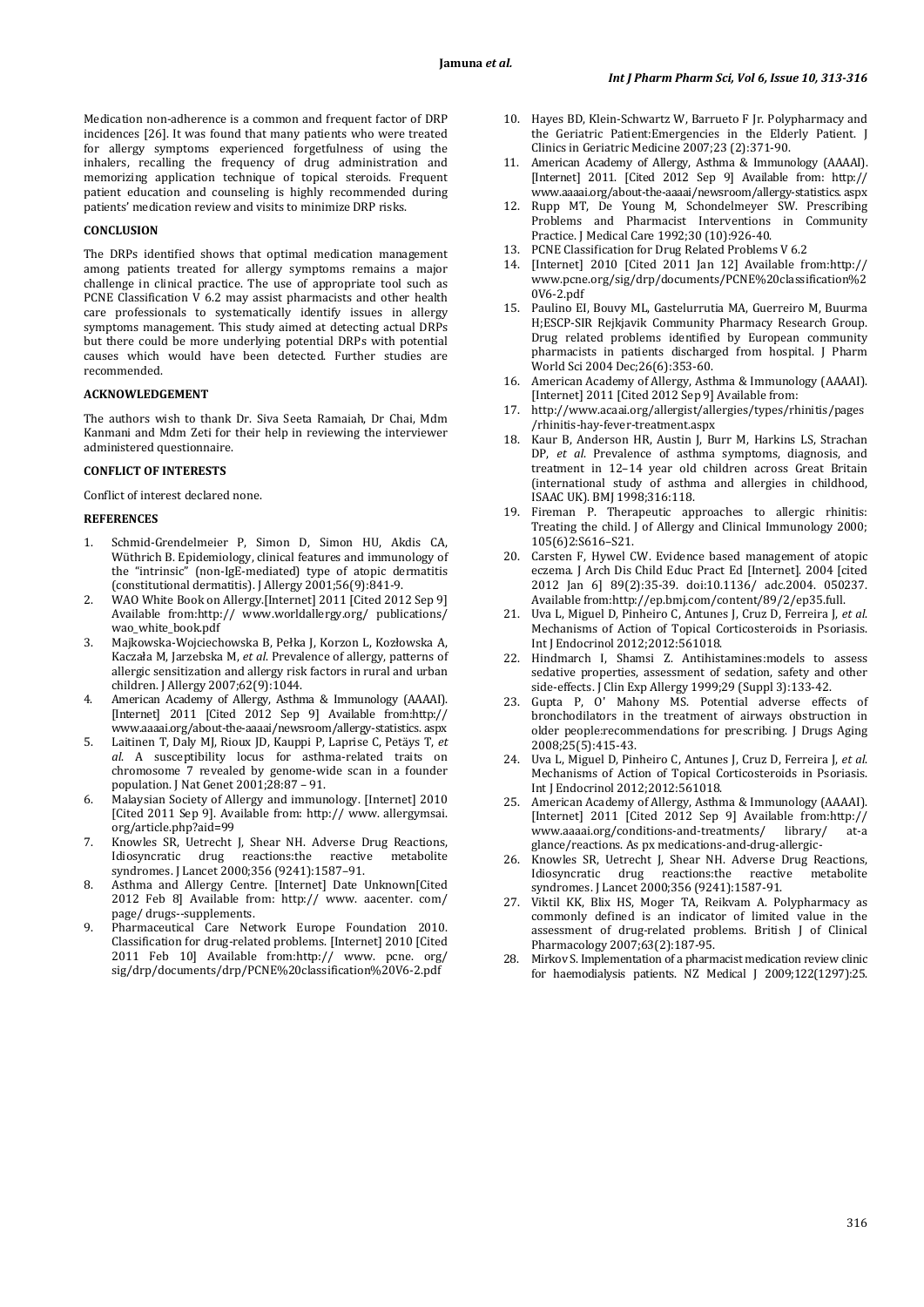Medication non-adherence is a common and frequent factor of DRP incidences [26]. It was found that many patients who were treated for allergy symptoms experienced forgetfulness of using the inhalers, recalling the frequency of drug administration and memorizing application technique of topical steroids. Frequent patient education and counseling is highly recommended during patients' medication review and visits to minimize DRP risks.

## CONCLUSION

The DRPs identified shows that optimal medication management among patients treated for allergy symptoms remains a major challenge in clinical practice. The use of appropriate tool such as PCNE Classification V 6.2 may assist pharmacists and other health care professionals to systematically identify issues in allergy symptoms management. This study aimed at detecting actual DRPs but there could be more underlying potential DRPs with potential causes which would have been detected. Further studies are recommended.

## ACKNOWLEDGEMENT

The authors wish to thank Dr. Siva Seeta Ramaiah, Dr Chai, Mdm Kanmani and Mdm Zeti for their help in reviewing the interviewer administered questionnaire.

## CONFLICT OF INTERESTS

Conflict of interest declared none.

## REFERENCES

1. Schmid-Grendelmeier P, Simon D, Simon HU, Akdis CA, Wüthrich B. Epidemiology, clinical features and immunology of the "intrinsic" (non-IgE-mediated) type of atopic dermatitis (constitutional dermatitis). J Allergy 2001;56(9):841-9.
2. WAO White Book on Allergy.[Internet] 2011 [Cited 2012 Sep 9] Available from:http:// www.worldallergy.org/ publications/ wao_white_book.pdf
3. Majkowska-Wojciechowska B, Pełka J, Korzon L, Kozłowska A, Kaczała M, Jarzebska M, *et al*. Prevalence of allergy, patterns of allergic sensitization and allergy risk factors in rural and urban children. J Allergy 2007;62(9):1044.
4. American Academy of Allergy, Asthma & Immunology (AAAAI). [Internet] 2011 [Cited 2012 Sep 9] Available from:http:// www.aaaai.org/about-the-aaaai/newsroom/allergy-statistics. aspx
5. Laitinen T, Daly MJ, Rioux JD, Kauppi P, Laprise C, Petäys T, *et al*. A susceptibility locus for asthma-related traits on chromosome 7 revealed by genome-wide scan in a founder population. J Nat Genet 2001;28:87 – 91.
6. Malaysian Society of Allergy and immunology. [Internet] 2010 [Cited 2011 Sep 9]. Available from: http:// www. allergymsai. org/article.php?aid=99
7. Knowles SR, Uetrecht J, Shear NH. Adverse Drug Reactions, Idiosyncratic drug reactions:the reactive metabolite syndromes. J Lancet 2000;356 (9241):1587–91.
8. Asthma and Allergy Centre. [Internet] Date Unknown[Cited 2012 Feb 8] Available from: http:// www. aacenter. com/ page/ drugs--supplements.
9. Pharmaceutical Care Network Europe Foundation 2010. Classification for drug-related problems. [Internet] 2010 [Cited 2011 Feb 10] Available from:http:// www. pcne. org/ sig/drp/documents/drp/PCNE%20classification%20V6-2.pdf
10. Hayes BD, Klein-Schwartz W, Barrueto F Jr. Polypharmacy and the Geriatric Patient:Emergencies in the Elderly Patient. J Clinics in Geriatric Medicine 2007;23 (2):371-90.
11. American Academy of Allergy, Asthma & Immunology (AAAAI). [Internet] 2011. [Cited 2012 Sep 9] Available from: http:// www.aaaai.org/about-the-aaaai/newsroom/allergy-statistics. aspx
12. Rupp MT, De Young M, Schondelmeyer SW. Prescribing Problems and Pharmacist Interventions in Community Practice. J Medical Care 1992;30 (10):926-40.
13. PCNE Classification for Drug Related Problems V 6.2
14. [Internet] 2010 [Cited 2011 Jan 12] Available from:http:// www.pcne.org/sig/drp/documents/PCNE%20classification%2 0V6-2.pdf
15. Paulino EI, Bouvy ML, Gastelurrutia MA, Guerreiro M, Buurma H;ESCP-SIR Rejkjavik Community Pharmacy Research Group. Drug related problems identified by European community pharmacists in patients discharged from hospital. J Pharm World Sci 2004 Dec;26(6):353-60.
16. American Academy of Allergy, Asthma & Immunology (AAAAI). [Internet] 2011 [Cited 2012 Sep 9] Available from:
17. http://www.acaai.org/allergist/allergies/types/rhinitis/pages /rhinitis-hay-fever-treatment.aspx
18. Kaur B, Anderson HR, Austin J, Burr M, Harkins LS, Strachan DP, *et al*. Prevalence of asthma symptoms, diagnosis, and treatment in 12–14 year old children across Great Britain (international study of asthma and allergies in childhood, ISAAC UK). BMJ 1998;316:118.
19. Fireman P. Therapeutic approaches to allergic rhinitis: Treating the child. J of Allergy and Clinical Immunology 2000; 105(6)2:S616–S21.
20. Carsten F, Hywel CW. Evidence based management of atopic eczema. J Arch Dis Child Educ Pract Ed [Internet]. 2004 [cited 2012 Jan 6] 89(2):35-39. doi:10.1136/ adc.2004. 050237. Available from:http://ep.bmj.com/content/89/2/ep35.full.
21. Uva L, Miguel D, Pinheiro C, Antunes J, Cruz D, Ferreira J, *et al*. Mechanisms of Action of Topical Corticosteroids in Psoriasis. Int J Endocrinol 2012;2012:561018.
22. Hindmarch I, Shamsi Z. Antihistamines:models to assess sedative properties, assessment of sedation, safety and other side-effects. J Clin Exp Allergy 1999;29 (Suppl 3):133-42.
23. Gupta P, O' Mahony MS. Potential adverse effects of bronchodilators in the treatment of airways obstruction in older people:recommendations for prescribing. J Drugs Aging 2008;25(5):415-43.
24. Uva L, Miguel D, Pinheiro C, Antunes J, Cruz D, Ferreira J, *et al*. Mechanisms of Action of Topical Corticosteroids in Psoriasis. Int J Endocrinol 2012;2012:561018.
25. American Academy of Allergy, Asthma & Immunology (AAAAI). [Internet] 2011 [Cited 2012 Sep 9] Available from:http:// www.aaaai.org/conditions-and-treatments/ library/ at-a glance/reactions. As px medications-and-drug-allergic-
26. Knowles SR, Uetrecht J, Shear NH. Adverse Drug Reactions, Idiosyncratic drug reactions:the reactive metabolite syndromes. J Lancet 2000;356 (9241):1587-91.
27. Viktil KK, Blix HS, Moger TA, Reikvam A. Polypharmacy as commonly defined is an indicator of limited value in the assessment of drug-related problems. British J of Clinical Pharmacology 2007;63(2):187-95.
28. Mirkov S. Implementation of a pharmacist medication review clinic for haemodialysis patients. NZ Medical J 2009;122(1297):25.